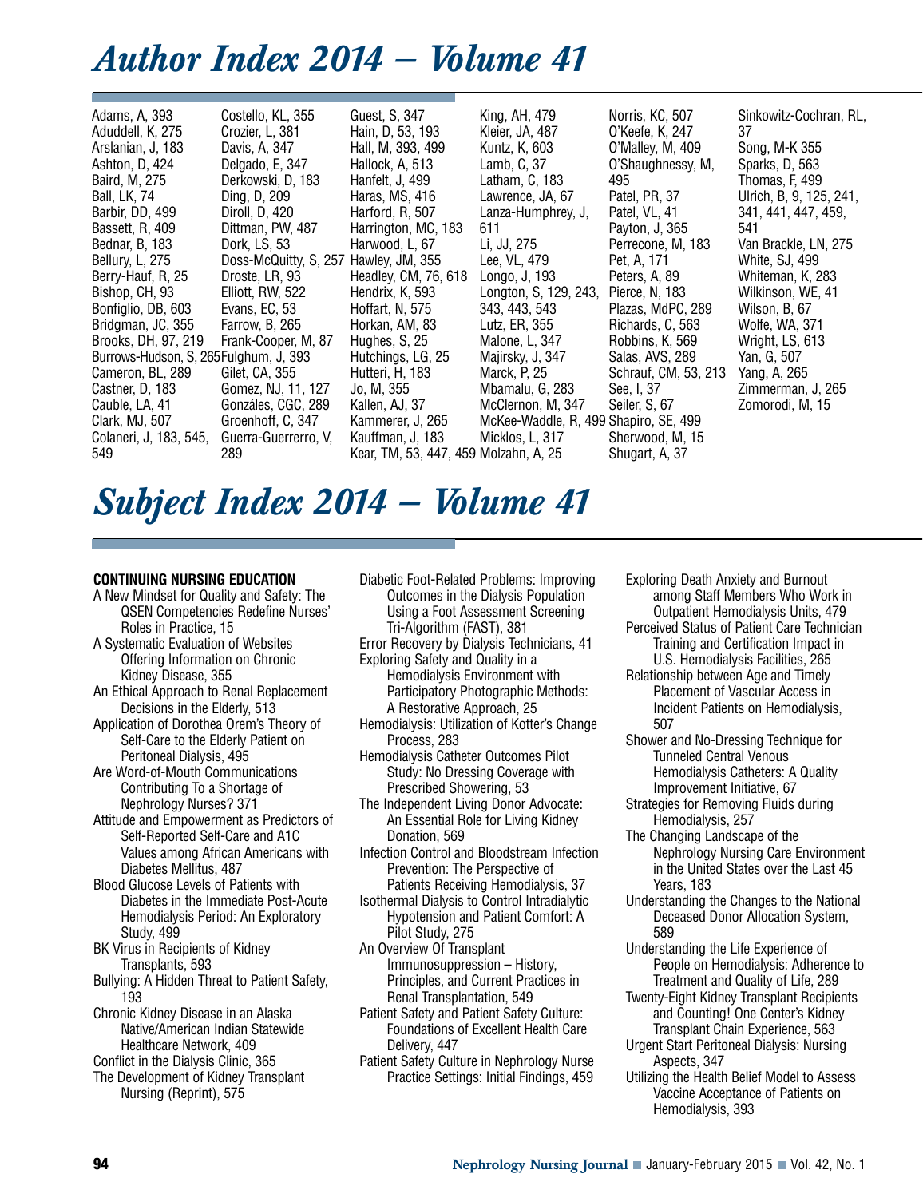# Author Index 2014 – Volume 41

Adams, A, 393
Aduddell, K, 275
Arslanian, J, 183
Ashton, D, 424
Baird, M, 275
Ball, LK, 74
Barbir, DD, 499
Bassett, R, 409
Bednar, B, 183
Bellury, L, 275
Berry-Hauf, R, 25
Bishop, CH, 93
Bonfiglio, DB, 603
Bridgman, JC, 355
Brooks, DH, 97, 219
Burrows-Hudson, S, 265
Cameron, BL, 289
Castner, D, 183
Cauble, LA, 41
Clark, MJ, 507
Colaneri, J, 183, 545, 549
Costello, KL, 355
Crozier, L, 381
Davis, A, 347
Delgado, E, 347
Derkowski, D, 183
Ding, D, 209
Diroll, D, 420
Dittman, PW, 487
Dork, LS, 53
Doss-McQuitty, S, 257
Droste, LR, 93
Elliott, RW, 522
Evans, EC, 53
Farrow, B, 265
Frank-Cooper, M, 87
Fulghum, J, 393
Gilet, CA, 355
Gomez, NJ, 11, 127
Gonzáles, CGC, 289
Groenhoff, C, 347
Guerra-Guerrerro, V, 289
Guest, S, 347
Hain, D, 53, 193
Hall, M, 393, 499
Hallock, A, 513
Hanfelt, J, 499
Haras, MS, 416
Harford, R, 507
Harrington, MC, 183
Harwood, L, 67
Hawley, JM, 355
Headley, CM, 76, 618
Hendrix, K, 593
Hoffart, N, 575
Horkan, AM, 83
Hughes, S, 25
Hutchings, LG, 25
Hutteri, H, 183
Jo, M, 355
Kallen, AJ, 37
Kammerer, J, 265
Kauffman, J, 183
Kear, TM, 53, 447, 459
King, AH, 479
Kleier, JA, 487
Kuntz, K, 603
Lamb, C, 37
Latham, C, 183
Lawrence, JA, 67
Lanza-Humphrey, J, 611
Li, JJ, 275
Lee, VL, 479
Longo, J, 193
Longton, S, 129, 243, 343, 443, 543
Lutz, ER, 355
Malone, L, 347
Majirsky, J, 347
Marck, P, 25
Mbamalu, G, 283
McClernon, M, 347
McKee-Waddle, R, 499
Micklos, L, 317
Molzahn, A, 25
Norris, KC, 507
O'Keefe, K, 247
O'Malley, M, 409
O'Shaughnessy, M, 495
Patel, PR, 37
Patel, VL, 41
Payton, J, 365
Perrecone, M, 183
Pet, A, 171
Peters, A, 89
Pierce, N, 183
Plazas, MdPC, 289
Richards, C, 563
Robbins, K, 569
Salas, AVS, 289
Schrauf, CM, 53, 213
See, I, 37
Seiler, S, 67
Shapiro, SE, 499
Sherwood, M, 15
Shugart, A, 37
Sinkowitz-Cochran, RL, 37
Song, M-K 355
Sparks, D, 563
Thomas, F, 499
Ulrich, B, 9, 125, 241, 341, 441, 447, 459, 541
Van Brackle, LN, 275
White, SJ, 499
Whiteman, K, 283
Wilkinson, WE, 41
Wilson, B, 67
Wolfe, WA, 371
Wright, LS, 613
Yan, G, 507
Yang, A, 265
Zimmerman, J, 265
Zomorodi, M, 15

# Subject Index 2014 – Volume 41

**CONTINUING NURSING EDUCATION**

A New Mindset for Quality and Safety: The QSEN Competencies Redefine Nurses' Roles in Practice, 15
A Systematic Evaluation of Websites Offering Information on Chronic Kidney Disease, 355
An Ethical Approach to Renal Replacement Decisions in the Elderly, 513
Application of Dorothea Orem's Theory of Self-Care to the Elderly Patient on Peritoneal Dialysis, 495
Are Word-of-Mouth Communications Contributing To a Shortage of Nephrology Nurses? 371
Attitude and Empowerment as Predictors of Self-Reported Self-Care and A1C Values among African Americans with Diabetes Mellitus, 487
Blood Glucose Levels of Patients with Diabetes in the Immediate Post-Acute Hemodialysis Period: An Exploratory Study, 499
BK Virus in Recipients of Kidney Transplants, 593
Bullying: A Hidden Threat to Patient Safety, 193
Chronic Kidney Disease in an Alaska Native/American Indian Statewide Healthcare Network, 409
Conflict in the Dialysis Clinic, 365
The Development of Kidney Transplant Nursing (Reprint), 575
Diabetic Foot-Related Problems: Improving Outcomes in the Dialysis Population Using a Foot Assessment Screening Tri-Algorithm (FAST), 381
Error Recovery by Dialysis Technicians, 41
Exploring Safety and Quality in a Hemodialysis Environment with Participatory Photographic Methods: A Restorative Approach, 25
Hemodialysis: Utilization of Kotter's Change Process, 283
Hemodialysis Catheter Outcomes Pilot Study: No Dressing Coverage with Prescribed Showering, 53
The Independent Living Donor Advocate: An Essential Role for Living Kidney Donation, 569
Infection Control and Bloodstream Infection Prevention: The Perspective of Patients Receiving Hemodialysis, 37
Isothermal Dialysis to Control Intradialytic Hypotension and Patient Comfort: A Pilot Study, 275
An Overview Of Transplant Immunosuppression – History, Principles, and Current Practices in Renal Transplantation, 549
Patient Safety and Patient Safety Culture: Foundations of Excellent Health Care Delivery, 447
Patient Safety Culture in Nephrology Nurse Practice Settings: Initial Findings, 459
Exploring Death Anxiety and Burnout among Staff Members Who Work in Outpatient Hemodialysis Units, 479
Perceived Status of Patient Care Technician Training and Certification Impact in U.S. Hemodialysis Facilities, 265
Relationship between Age and Timely Placement of Vascular Access in Incident Patients on Hemodialysis, 507
Shower and No-Dressing Technique for Tunneled Central Venous Hemodialysis Catheters: A Quality Improvement Initiative, 67
Strategies for Removing Fluids during Hemodialysis, 257
The Changing Landscape of the Nephrology Nursing Care Environment in the United States over the Last 45 Years, 183
Understanding the Changes to the National Deceased Donor Allocation System, 589
Understanding the Life Experience of People on Hemodialysis: Adherence to Treatment and Quality of Life, 289
Twenty-Eight Kidney Transplant Recipients and Counting! One Center's Kidney Transplant Chain Experience, 563
Urgent Start Peritoneal Dialysis: Nursing Aspects, 347
Utilizing the Health Belief Model to Assess Vaccine Acceptance of Patients on Hemodialysis, 393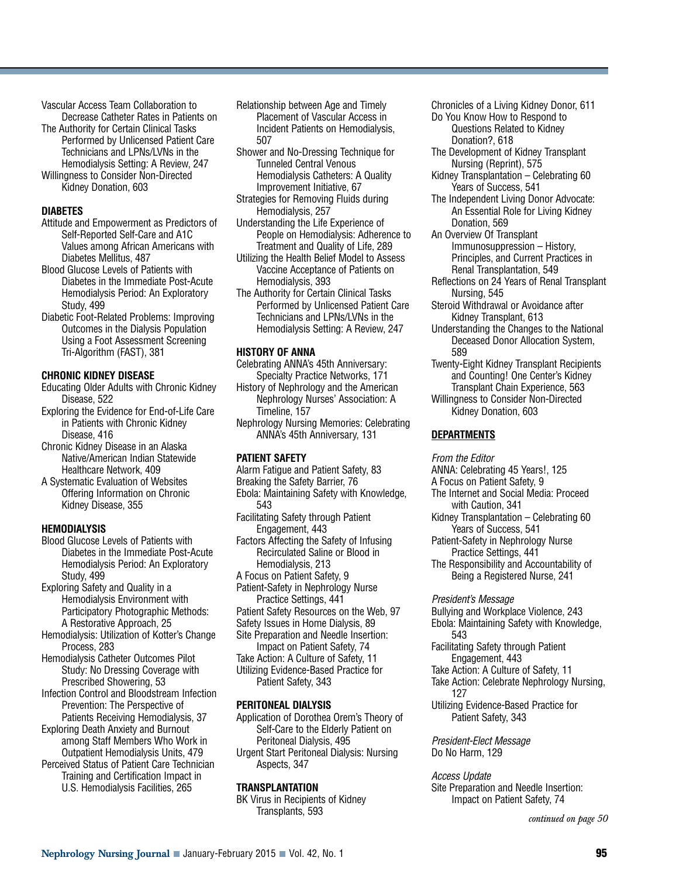Vascular Access Team Collaboration to Decrease Catheter Rates in Patients on

The Authority for Certain Clinical Tasks Performed by Unlicensed Patient Care Technicians and LPNs/LVNs in the Hemodialysis Setting: A Review, 247

Willingness to Consider Non-Directed Kidney Donation, 603

**DIABETES**

Attitude and Empowerment as Predictors of Self-Reported Self-Care and A1C Values among African Americans with Diabetes Mellitus, 487

Blood Glucose Levels of Patients with Diabetes in the Immediate Post-Acute Hemodialysis Period: An Exploratory Study, 499

Diabetic Foot-Related Problems: Improving Outcomes in the Dialysis Population Using a Foot Assessment Screening Tri-Algorithm (FAST), 381

**CHRONIC KIDNEY DISEASE**

Educating Older Adults with Chronic Kidney Disease, 522

Exploring the Evidence for End-of-Life Care in Patients with Chronic Kidney Disease, 416

Chronic Kidney Disease in an Alaska Native/American Indian Statewide Healthcare Network, 409

A Systematic Evaluation of Websites Offering Information on Chronic Kidney Disease, 355

**HEMODIALYSIS**

Blood Glucose Levels of Patients with Diabetes in the Immediate Post-Acute Hemodialysis Period: An Exploratory Study, 499

Exploring Safety and Quality in a Hemodialysis Environment with Participatory Photographic Methods: A Restorative Approach, 25

Hemodialysis: Utilization of Kotter's Change Process, 283

Hemodialysis Catheter Outcomes Pilot Study: No Dressing Coverage with Prescribed Showering, 53

Infection Control and Bloodstream Infection Prevention: The Perspective of Patients Receiving Hemodialysis, 37

Exploring Death Anxiety and Burnout among Staff Members Who Work in Outpatient Hemodialysis Units, 479

Perceived Status of Patient Care Technician Training and Certification Impact in U.S. Hemodialysis Facilities, 265

Relationship between Age and Timely Placement of Vascular Access in Incident Patients on Hemodialysis, 507

Shower and No-Dressing Technique for Tunneled Central Venous Hemodialysis Catheters: A Quality Improvement Initiative, 67

Strategies for Removing Fluids during Hemodialysis, 257

Understanding the Life Experience of People on Hemodialysis: Adherence to Treatment and Quality of Life, 289

Utilizing the Health Belief Model to Assess Vaccine Acceptance of Patients on Hemodialysis, 393

The Authority for Certain Clinical Tasks Performed by Unlicensed Patient Care Technicians and LPNs/LVNs in the Hemodialysis Setting: A Review, 247

**HISTORY OF ANNA**

Celebrating ANNA's 45th Anniversary: Specialty Practice Networks, 171

History of Nephrology and the American Nephrology Nurses' Association: A Timeline, 157

Nephrology Nursing Memories: Celebrating ANNA's 45th Anniversary, 131

**PATIENT SAFETY**

Alarm Fatigue and Patient Safety, 83

Breaking the Safety Barrier, 76

Ebola: Maintaining Safety with Knowledge, 543

Facilitating Safety through Patient Engagement, 443

Factors Affecting the Safety of Infusing Recirculated Saline or Blood in Hemodialysis, 213

A Focus on Patient Safety, 9

Patient-Safety in Nephrology Nurse Practice Settings, 441

Patient Safety Resources on the Web, 97

Safety Issues in Home Dialysis, 89

Site Preparation and Needle Insertion: Impact on Patient Safety, 74

Take Action: A Culture of Safety, 11

Utilizing Evidence-Based Practice for Patient Safety, 343

**PERITONEAL DIALYSIS**

Application of Dorothea Orem's Theory of Self-Care to the Elderly Patient on Peritoneal Dialysis, 495

Urgent Start Peritoneal Dialysis: Nursing Aspects, 347

**TRANSPLANTATION**

BK Virus in Recipients of Kidney Transplants, 593

Chronicles of a Living Kidney Donor, 611

Do You Know How to Respond to Questions Related to Kidney Donation?, 618

The Development of Kidney Transplant Nursing (Reprint), 575

Kidney Transplantation – Celebrating 60 Years of Success, 541

The Independent Living Donor Advocate: An Essential Role for Living Kidney Donation, 569

An Overview Of Transplant Immunosuppression – History, Principles, and Current Practices in Renal Transplantation, 549

Reflections on 24 Years of Renal Transplant Nursing, 545

Steroid Withdrawal or Avoidance after Kidney Transplant, 613

Understanding the Changes to the National Deceased Donor Allocation System, 589

Twenty-Eight Kidney Transplant Recipients and Counting! One Center's Kidney Transplant Chain Experience, 563

Willingness to Consider Non-Directed Kidney Donation, 603

**DEPARTMENTS**

*From the Editor*

ANNA: Celebrating 45 Years!, 125

A Focus on Patient Safety, 9

The Internet and Social Media: Proceed with Caution, 341

Kidney Transplantation – Celebrating 60 Years of Success, 541

Patient-Safety in Nephrology Nurse Practice Settings, 441

The Responsibility and Accountability of Being a Registered Nurse, 241

*President's Message*

Bullying and Workplace Violence, 243

Ebola: Maintaining Safety with Knowledge, 543

Facilitating Safety through Patient Engagement, 443

Take Action: A Culture of Safety, 11

Take Action: Celebrate Nephrology Nursing, 127

Utilizing Evidence-Based Practice for Patient Safety, 343

*President-Elect Message*

Do No Harm, 129

*Access Update*

Site Preparation and Needle Insertion: Impact on Patient Safety, 74

*continued on page 50*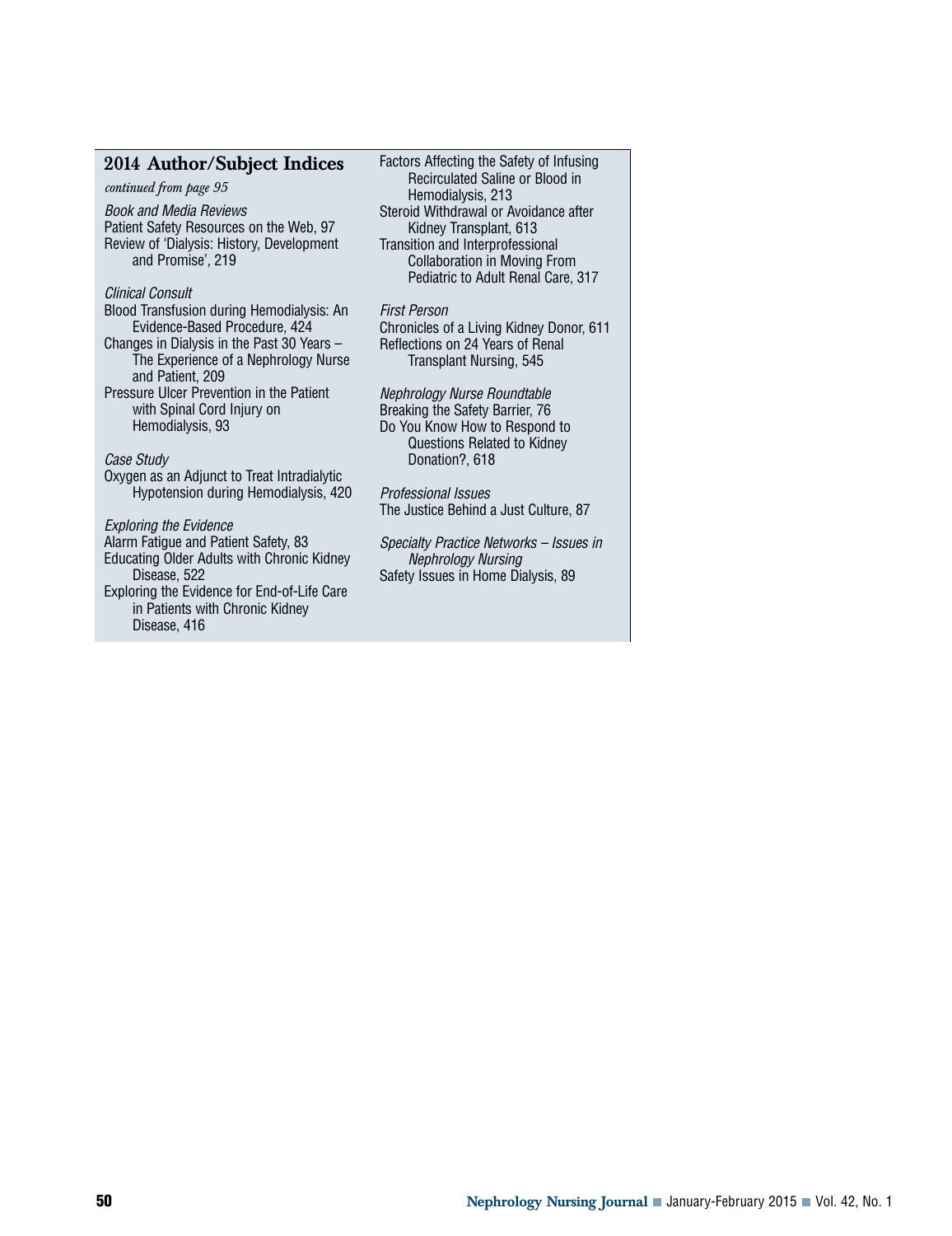## 2014 Author/Subject Indices

*continued from page 95*

*Book and Media Reviews*

Patient Safety Resources on the Web, 97

Review of 'Dialysis: History, Development and Promise', 219

*Clinical Consult*

Blood Transfusion during Hemodialysis: An Evidence-Based Procedure, 424

Changes in Dialysis in the Past 30 Years – The Experience of a Nephrology Nurse and Patient, 209

Pressure Ulcer Prevention in the Patient with Spinal Cord Injury on Hemodialysis, 93

*Case Study*

Oxygen as an Adjunct to Treat Intradialytic Hypotension during Hemodialysis, 420

*Exploring the Evidence*

Alarm Fatigue and Patient Safety, 83

Educating Older Adults with Chronic Kidney Disease, 522

Exploring the Evidence for End-of-Life Care in Patients with Chronic Kidney Disease, 416

Factors Affecting the Safety of Infusing Recirculated Saline or Blood in Hemodialysis, 213

Steroid Withdrawal or Avoidance after Kidney Transplant, 613

Transition and Interprofessional Collaboration in Moving From Pediatric to Adult Renal Care, 317

*First Person*

Chronicles of a Living Kidney Donor, 611

Reflections on 24 Years of Renal Transplant Nursing, 545

*Nephrology Nurse Roundtable*

Breaking the Safety Barrier, 76

Do You Know How to Respond to Questions Related to Kidney Donation?, 618

*Professional Issues*

The Justice Behind a Just Culture, 87

*Specialty Practice Networks – Issues in Nephrology Nursing*

Safety Issues in Home Dialysis, 89